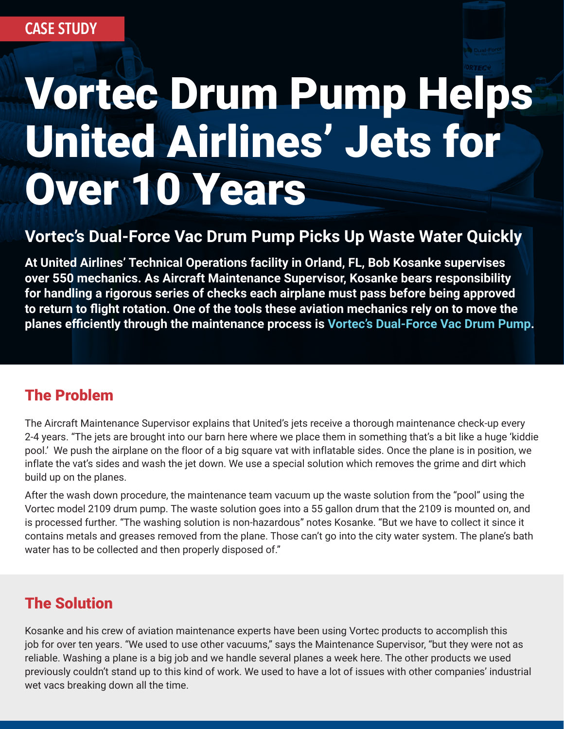CASE STUDY

# Vortec Drum Pump Helps United Airlines' Jets for Over 10 Years

## Vortec's Dual-Force Vac Drum Pump Picks Up Waste Water Quickly

**At United Airlines' Technical Operations facility in Orland, FL, Bob Kosanke supervises over 550 mechanics. As Aircraft Maintenance Supervisor, Kosanke bears responsibility for handling a rigorous series of checks each airplane must pass before being approved to return to flight rotation. One of the tools these aviation mechanics rely on to move the planes efficiently through the maintenance process is Vortec's Dual-Force Vac Drum Pump.**

## The Problem

The Aircraft Maintenance Supervisor explains that United's jets receive a thorough maintenance check-up every 2-4 years. "The jets are brought into our barn here where we place them in something that's a bit like a huge 'kiddie pool.' We push the airplane on the floor of a big square vat with inflatable sides. Once the plane is in position, we inflate the vat's sides and wash the jet down. We use a special solution which removes the grime and dirt which build up on the planes.

After the wash down procedure, the maintenance team vacuum up the waste solution from the "pool" using the Vortec model 2109 drum pump. The waste solution goes into a 55 gallon drum that the 2109 is mounted on, and is processed further. "The washing solution is non-hazardous" notes Kosanke. "But we have to collect it since it contains metals and greases removed from the plane. Those can't go into the city water system. The plane's bath water has to be collected and then properly disposed of."

## The Solution

Kosanke and his crew of aviation maintenance experts have been using Vortec products to accomplish this job for over ten years. "We used to use other vacuums," says the Maintenance Supervisor, "but they were not as reliable. Washing a plane is a big job and we handle several planes a week here. The other products we used previously couldn't stand up to this kind of work. We used to have a lot of issues with other companies' industrial wet vacs breaking down all the time.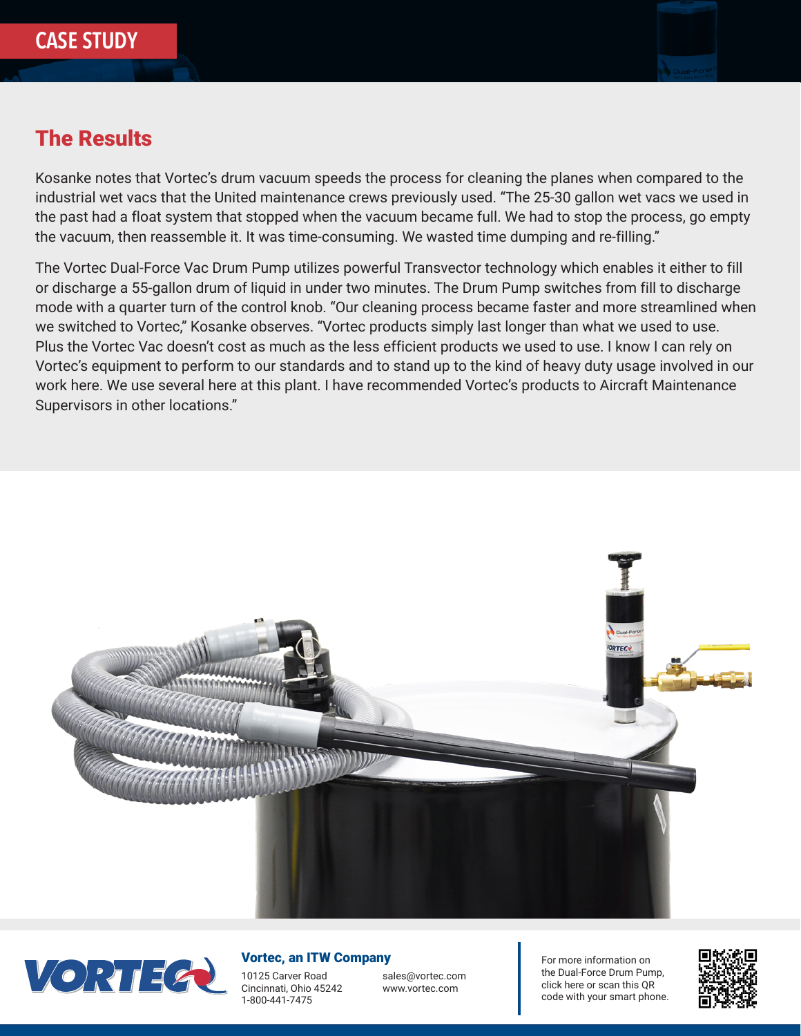CASE STUDY

## The Results

Kosanke notes that Vortec's drum vacuum speeds the process for cleaning the planes when compared to the industrial wet vacs that the United maintenance crews previously used. "The 25-30 gallon wet vacs we used in the past had a float system that stopped when the vacuum became full. We had to stop the process, go empty the vacuum, then reassemble it. It was time-consuming. We wasted time dumping and re-filling."

The Vortec Dual-Force Vac Drum Pump utilizes powerful Transvector technology which enables it either to fill or discharge a 55-gallon drum of liquid in under two minutes. The Drum Pump switches from fill to discharge mode with a quarter turn of the control knob. "Our cleaning process became faster and more streamlined when we switched to Vortec," Kosanke observes. "Vortec products simply last longer than what we used to use. Plus the Vortec Vac doesn't cost as much as the less efficient products we used to use. I know I can rely on Vortec's equipment to perform to our standards and to stand up to the kind of heavy duty usage involved in our work here. We use several here at this plant. I have recommended Vortec's products to Aircraft Maintenance Supervisors in other locations."

**Vortec, an ITW Company**

10125 Carver Road
Cincinnati, Ohio 45242
1-800-441-7475

sales@vortec.com
www.vortec.com

For more information on the Dual-Force Drum Pump, click here or scan this QR code with your smart phone.